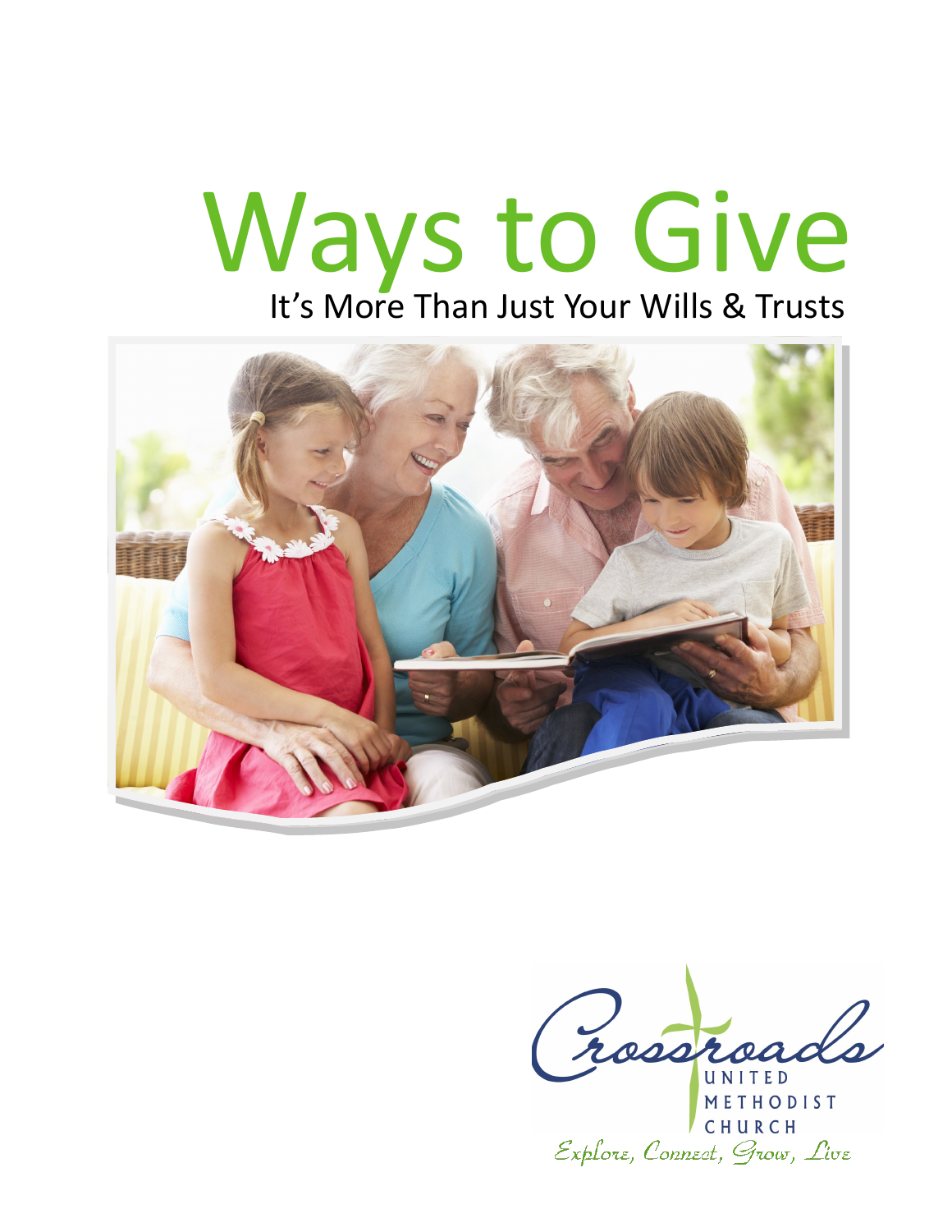# Ways to Give

It's More Than Just Your Wills & Trusts

Crossroads United Methodist Church

*Explore, Connect, Grow, Live*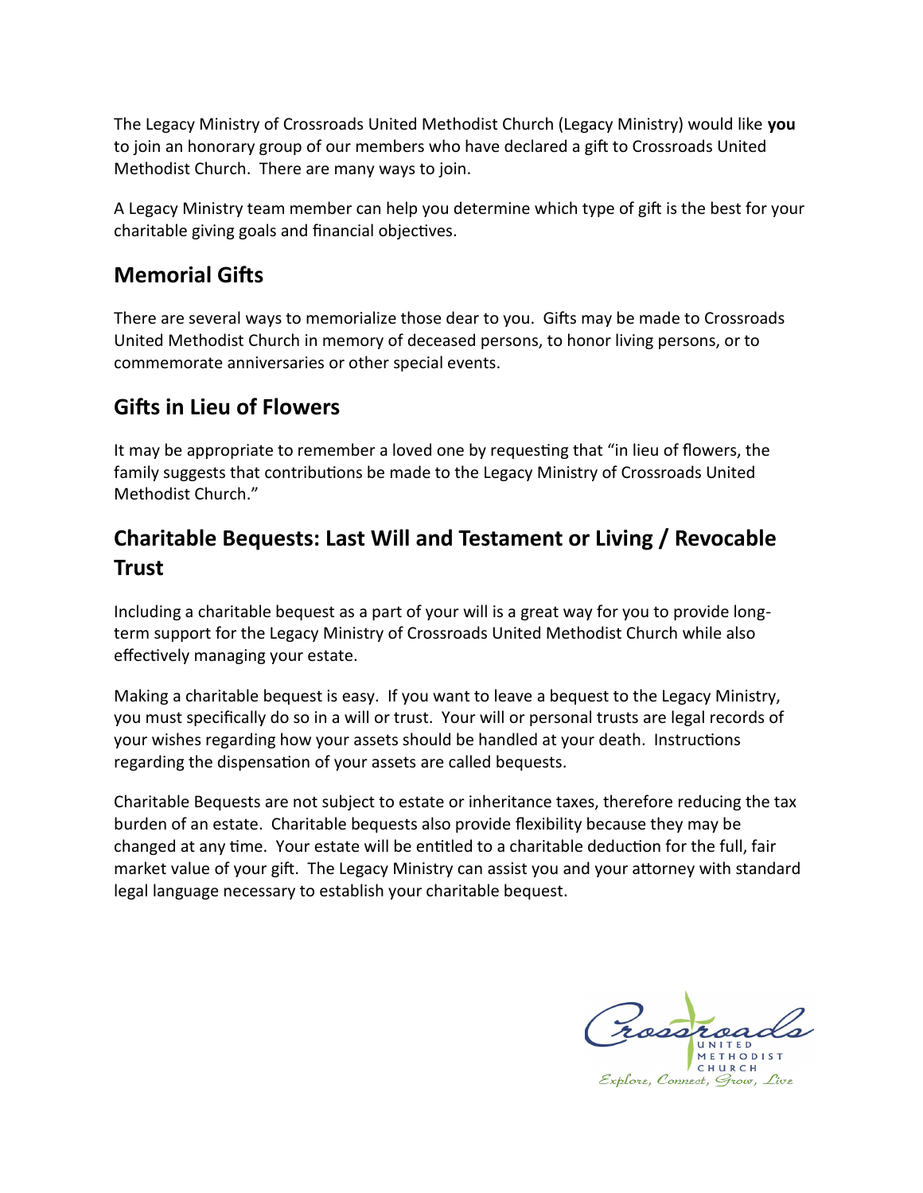The Legacy Ministry of Crossroads United Methodist Church (Legacy Ministry) would like **you** to join an honorary group of our members who have declared a gift to Crossroads United Methodist Church. There are many ways to join.

A Legacy Ministry team member can help you determine which type of gift is the best for your charitable giving goals and financial objectives.

## Memorial Gifts

There are several ways to memorialize those dear to you. Gifts may be made to Crossroads United Methodist Church in memory of deceased persons, to honor living persons, or to commemorate anniversaries or other special events.

## Gifts in Lieu of Flowers

It may be appropriate to remember a loved one by requesting that "in lieu of flowers, the family suggests that contributions be made to the Legacy Ministry of Crossroads United Methodist Church."

## Charitable Bequests: Last Will and Testament or Living / Revocable Trust

Including a charitable bequest as a part of your will is a great way for you to provide long-term support for the Legacy Ministry of Crossroads United Methodist Church while also effectively managing your estate.

Making a charitable bequest is easy. If you want to leave a bequest to the Legacy Ministry, you must specifically do so in a will or trust. Your will or personal trusts are legal records of your wishes regarding how your assets should be handled at your death. Instructions regarding the dispensation of your assets are called bequests.

Charitable Bequests are not subject to estate or inheritance taxes, therefore reducing the tax burden of an estate. Charitable bequests also provide flexibility because they may be changed at any time. Your estate will be entitled to a charitable deduction for the full, fair market value of your gift. The Legacy Ministry can assist you and your attorney with standard legal language necessary to establish your charitable bequest.

Crossroads UNITED METHODIST CHURCH
*Explore, Connect, Grow, Live*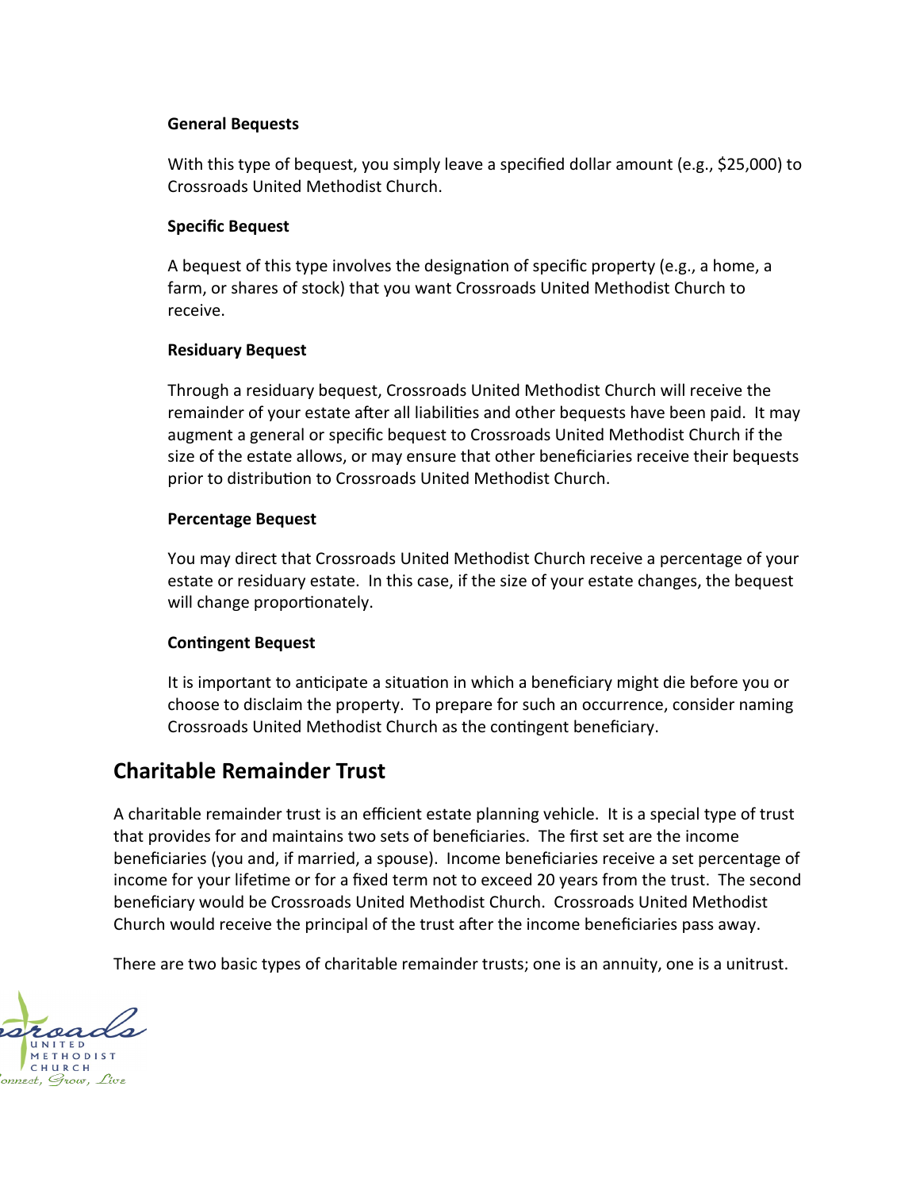### General Bequests

With this type of bequest, you simply leave a specified dollar amount (e.g., $25,000) to Crossroads United Methodist Church.

### Specific Bequest

A bequest of this type involves the designation of specific property (e.g., a home, a farm, or shares of stock) that you want Crossroads United Methodist Church to receive.

### Residuary Bequest

Through a residuary bequest, Crossroads United Methodist Church will receive the remainder of your estate after all liabilities and other bequests have been paid. It may augment a general or specific bequest to Crossroads United Methodist Church if the size of the estate allows, or may ensure that other beneficiaries receive their bequests prior to distribution to Crossroads United Methodist Church.

### Percentage Bequest

You may direct that Crossroads United Methodist Church receive a percentage of your estate or residuary estate. In this case, if the size of your estate changes, the bequest will change proportionately.

### Contingent Bequest

It is important to anticipate a situation in which a beneficiary might die before you or choose to disclaim the property. To prepare for such an occurrence, consider naming Crossroads United Methodist Church as the contingent beneficiary.

## Charitable Remainder Trust

A charitable remainder trust is an efficient estate planning vehicle. It is a special type of trust that provides for and maintains two sets of beneficiaries. The first set are the income beneficiaries (you and, if married, a spouse). Income beneficiaries receive a set percentage of income for your lifetime or for a fixed term not to exceed 20 years from the trust. The second beneficiary would be Crossroads United Methodist Church. Crossroads United Methodist Church would receive the principal of the trust after the income beneficiaries pass away.

There are two basic types of charitable remainder trusts; one is an annuity, one is a unitrust.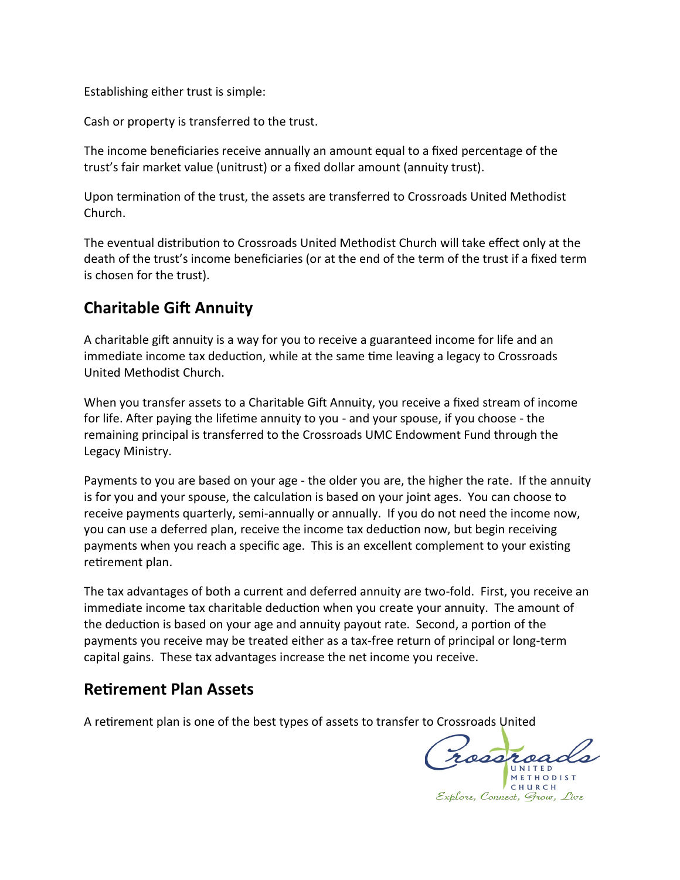Establishing either trust is simple:

Cash or property is transferred to the trust.

The income beneficiaries receive annually an amount equal to a fixed percentage of the trust's fair market value (unitrust) or a fixed dollar amount (annuity trust).

Upon termination of the trust, the assets are transferred to Crossroads United Methodist Church.

The eventual distribution to Crossroads United Methodist Church will take effect only at the death of the trust's income beneficiaries (or at the end of the term of the trust if a fixed term is chosen for the trust).

## Charitable Gift Annuity

A charitable gift annuity is a way for you to receive a guaranteed income for life and an immediate income tax deduction, while at the same time leaving a legacy to Crossroads United Methodist Church.

When you transfer assets to a Charitable Gift Annuity, you receive a fixed stream of income for life. After paying the lifetime annuity to you - and your spouse, if you choose - the remaining principal is transferred to the Crossroads UMC Endowment Fund through the Legacy Ministry.

Payments to you are based on your age - the older you are, the higher the rate. If the annuity is for you and your spouse, the calculation is based on your joint ages. You can choose to receive payments quarterly, semi-annually or annually. If you do not need the income now, you can use a deferred plan, receive the income tax deduction now, but begin receiving payments when you reach a specific age. This is an excellent complement to your existing retirement plan.

The tax advantages of both a current and deferred annuity are two-fold. First, you receive an immediate income tax charitable deduction when you create your annuity. The amount of the deduction is based on your age and annuity payout rate. Second, a portion of the payments you receive may be treated either as a tax-free return of principal or long-term capital gains. These tax advantages increase the net income you receive.

## Retirement Plan Assets

A retirement plan is one of the best types of assets to transfer to Crossroads United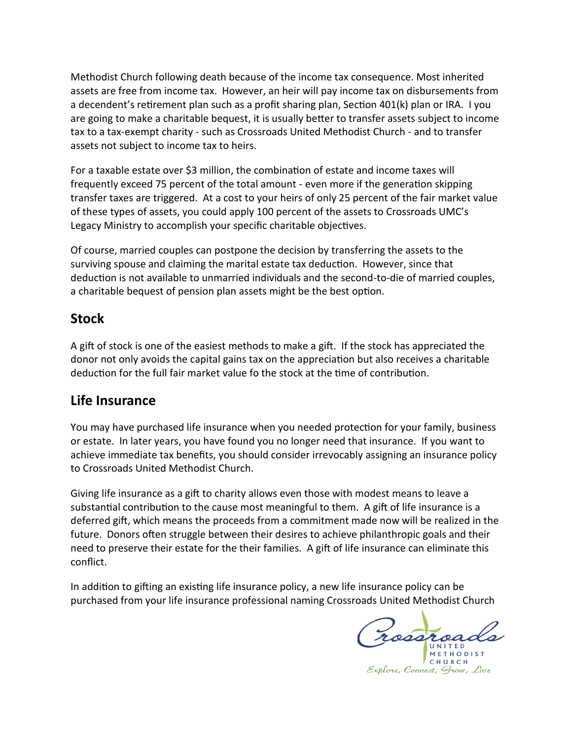Methodist Church following death because of the income tax consequence. Most inherited assets are free from income tax. However, an heir will pay income tax on disbursements from a decendent's retirement plan such as a profit sharing plan, Section 401(k) plan or IRA. I you are going to make a charitable bequest, it is usually better to transfer assets subject to income tax to a tax-exempt charity - such as Crossroads United Methodist Church - and to transfer assets not subject to income tax to heirs.

For a taxable estate over $3 million, the combination of estate and income taxes will frequently exceed 75 percent of the total amount - even more if the generation skipping transfer taxes are triggered. At a cost to your heirs of only 25 percent of the fair market value of these types of assets, you could apply 100 percent of the assets to Crossroads UMC's Legacy Ministry to accomplish your specific charitable objectives.

Of course, married couples can postpone the decision by transferring the assets to the surviving spouse and claiming the marital estate tax deduction. However, since that deduction is not available to unmarried individuals and the second-to-die of married couples, a charitable bequest of pension plan assets might be the best option.

## Stock

A gift of stock is one of the easiest methods to make a gift. If the stock has appreciated the donor not only avoids the capital gains tax on the appreciation but also receives a charitable deduction for the full fair market value fo the stock at the time of contribution.

## Life Insurance

You may have purchased life insurance when you needed protection for your family, business or estate. In later years, you have found you no longer need that insurance. If you want to achieve immediate tax benefits, you should consider irrevocably assigning an insurance policy to Crossroads United Methodist Church.

Giving life insurance as a gift to charity allows even those with modest means to leave a substantial contribution to the cause most meaningful to them. A gift of life insurance is a deferred gift, which means the proceeds from a commitment made now will be realized in the future. Donors often struggle between their desires to achieve philanthropic goals and their need to preserve their estate for the their families. A gift of life insurance can eliminate this conflict.

In addition to gifting an existing life insurance policy, a new life insurance policy can be purchased from your life insurance professional naming Crossroads United Methodist Church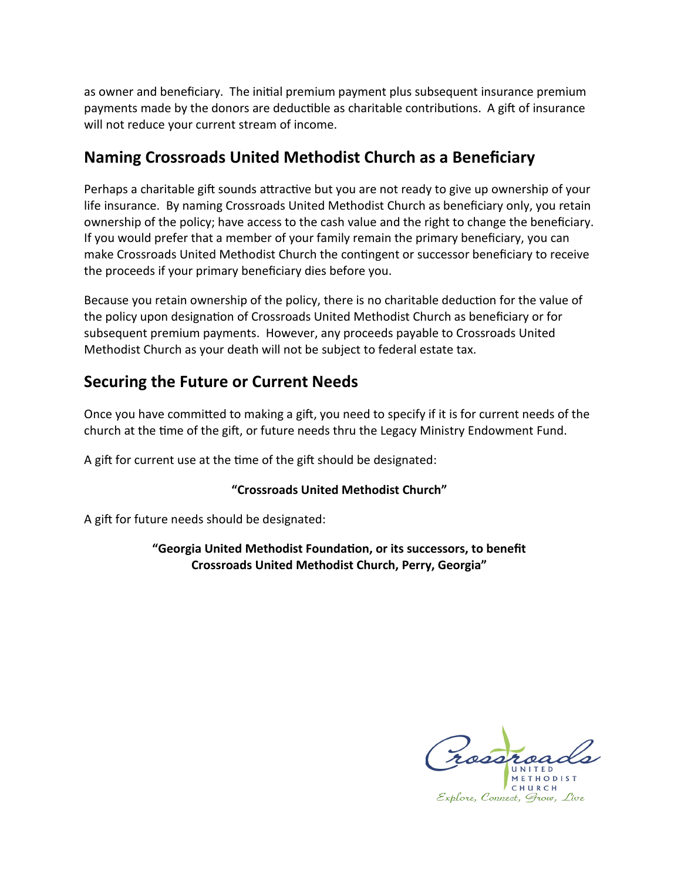as owner and beneficiary. The initial premium payment plus subsequent insurance premium payments made by the donors are deductible as charitable contributions. A gift of insurance will not reduce your current stream of income.

## Naming Crossroads United Methodist Church as a Beneficiary

Perhaps a charitable gift sounds attractive but you are not ready to give up ownership of your life insurance. By naming Crossroads United Methodist Church as beneficiary only, you retain ownership of the policy; have access to the cash value and the right to change the beneficiary. If you would prefer that a member of your family remain the primary beneficiary, you can make Crossroads United Methodist Church the contingent or successor beneficiary to receive the proceeds if your primary beneficiary dies before you.

Because you retain ownership of the policy, there is no charitable deduction for the value of the policy upon designation of Crossroads United Methodist Church as beneficiary or for subsequent premium payments. However, any proceeds payable to Crossroads United Methodist Church as your death will not be subject to federal estate tax.

## Securing the Future or Current Needs

Once you have committed to making a gift, you need to specify if it is for current needs of the church at the time of the gift, or future needs thru the Legacy Ministry Endowment Fund.

A gift for current use at the time of the gift should be designated:

**"Crossroads United Methodist Church"**

A gift for future needs should be designated:

**"Georgia United Methodist Foundation, or its successors, to benefit Crossroads United Methodist Church, Perry, Georgia"**

Crossroads
UNITED
METHODIST
CHURCH
*Explore, Connect, Grow, Live*